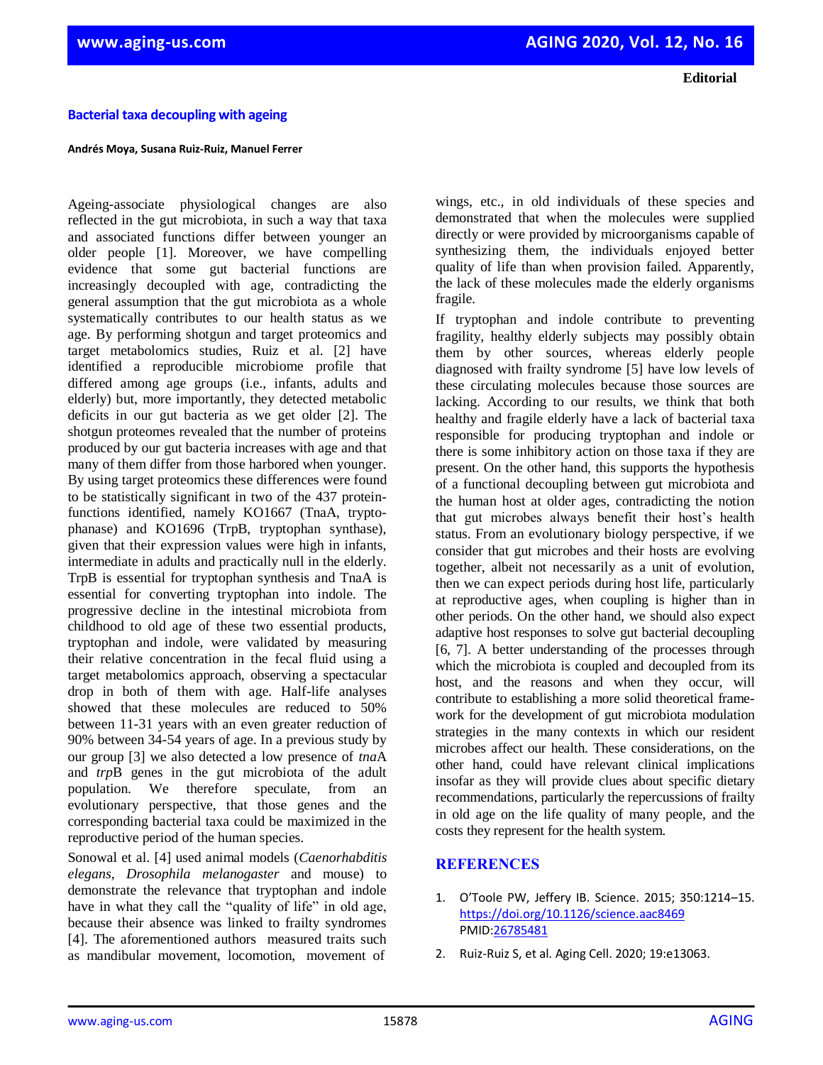**Editorial**

# Bacterial taxa decoupling with ageing

**Andrés Moya, Susana Ruiz-Ruiz, Manuel Ferrer**

Ageing-associate physiological changes are also reflected in the gut microbiota, in such a way that taxa and associated functions differ between younger an older people [1]. Moreover, we have compelling evidence that some gut bacterial functions are increasingly decoupled with age, contradicting the general assumption that the gut microbiota as a whole systematically contributes to our health status as we age. By performing shotgun and target proteomics and target metabolomics studies, Ruiz et al. [2] have identified a reproducible microbiome profile that differed among age groups (i.e., infants, adults and elderly) but, more importantly, they detected metabolic deficits in our gut bacteria as we get older [2]. The shotgun proteomes revealed that the number of proteins produced by our gut bacteria increases with age and that many of them differ from those harbored when younger. By using target proteomics these differences were found to be statistically significant in two of the 437 protein-functions identified, namely KO1667 (TnaA, tryptophanase) and KO1696 (TrpB, tryptophan synthase), given that their expression values were high in infants, intermediate in adults and practically null in the elderly. TrpB is essential for tryptophan synthesis and TnaA is essential for converting tryptophan into indole. The progressive decline in the intestinal microbiota from childhood to old age of these two essential products, tryptophan and indole, were validated by measuring their relative concentration in the fecal fluid using a target metabolomics approach, observing a spectacular drop in both of them with age. Half-life analyses showed that these molecules are reduced to 50% between 11-31 years with an even greater reduction of 90% between 34-54 years of age. In a previous study by our group [3] we also detected a low presence of *tna*A and *trp*B genes in the gut microbiota of the adult population. We therefore speculate, from an evolutionary perspective, that those genes and the corresponding bacterial taxa could be maximized in the reproductive period of the human species.

Sonowal et al. [4] used animal models (*Caenorhabditis elegans*, *Drosophila melanogaster* and mouse) to demonstrate the relevance that tryptophan and indole have in what they call the "quality of life" in old age, because their absence was linked to frailty syndromes [4]. The aforementioned authors measured traits such as mandibular movement, locomotion, movement of wings, etc., in old individuals of these species and demonstrated that when the molecules were supplied directly or were provided by microorganisms capable of synthesizing them, the individuals enjoyed better quality of life than when provision failed. Apparently, the lack of these molecules made the elderly organisms fragile.

If tryptophan and indole contribute to preventing fragility, healthy elderly subjects may possibly obtain them by other sources, whereas elderly people diagnosed with frailty syndrome [5] have low levels of these circulating molecules because those sources are lacking. According to our results, we think that both healthy and fragile elderly have a lack of bacterial taxa responsible for producing tryptophan and indole or there is some inhibitory action on those taxa if they are present. On the other hand, this supports the hypothesis of a functional decoupling between gut microbiota and the human host at older ages, contradicting the notion that gut microbes always benefit their host's health status. From an evolutionary biology perspective, if we consider that gut microbes and their hosts are evolving together, albeit not necessarily as a unit of evolution, then we can expect periods during host life, particularly at reproductive ages, when coupling is higher than in other periods. On the other hand, we should also expect adaptive host responses to solve gut bacterial decoupling [6, 7]. A better understanding of the processes through which the microbiota is coupled and decoupled from its host, and the reasons and when they occur, will contribute to establishing a more solid theoretical framework for the development of gut microbiota modulation strategies in the many contexts in which our resident microbes affect our health. These considerations, on the other hand, could have relevant clinical implications insofar as they will provide clues about specific dietary recommendations, particularly the repercussions of frailty in old age on the life quality of many people, and the costs they represent for the health system.

## REFERENCES

1. O'Toole PW, Jeffery IB. Science. 2015; 350:1214–15. https://doi.org/10.1126/science.aac8469 PMID:26785481
2. Ruiz-Ruiz S, et al. Aging Cell. 2020; 19:e13063.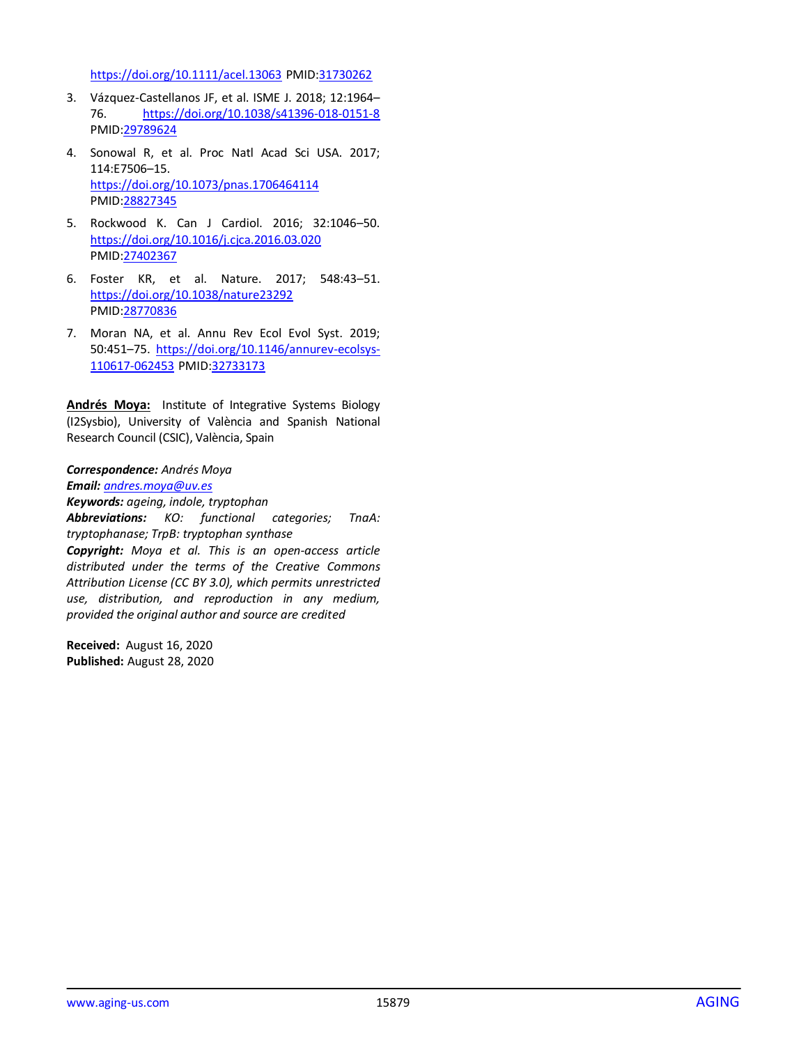https://doi.org/10.1111/acel.13063 PMID:31730262

3. Vázquez-Castellanos JF, et al. ISME J. 2018; 12:1964–76. https://doi.org/10.1038/s41396-018-0151-8 PMID:29789624

4. Sonowal R, et al. Proc Natl Acad Sci USA. 2017; 114:E7506–15. https://doi.org/10.1073/pnas.1706464114 PMID:28827345

5. Rockwood K. Can J Cardiol. 2016; 32:1046–50. https://doi.org/10.1016/j.cjca.2016.03.020 PMID:27402367

6. Foster KR, et al. Nature. 2017; 548:43–51. https://doi.org/10.1038/nature23292 PMID:28770836

7. Moran NA, et al. Annu Rev Ecol Evol Syst. 2019; 50:451–75. https://doi.org/10.1146/annurev-ecolsys-110617-062453 PMID:32733173

**Andrés Moya:** Institute of Integrative Systems Biology (I2Sysbio), University of València and Spanish National Research Council (CSIC), València, Spain

***Correspondence:*** *Andrés Moya*
***Email:*** *andres.moya@uv.es*
***Keywords:*** *ageing, indole, tryptophan*
***Abbreviations:*** *KO: functional categories; TnaA: tryptophanase; TrpB: tryptophan synthase*
***Copyright:*** *Moya et al. This is an open-access article distributed under the terms of the Creative Commons Attribution License (CC BY 3.0), which permits unrestricted use, distribution, and reproduction in any medium, provided the original author and source are credited*

**Received:** August 16, 2020
**Published:** August 28, 2020